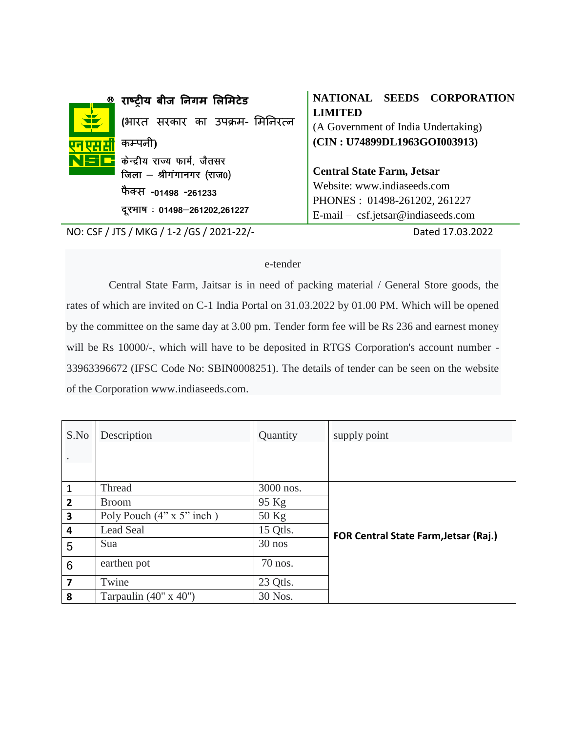**राष्ट्रीय बीज निगम लिमिटेड**
(भारत सरकार का उपक्रम- मिनिरत्न कम्पनी)
केन्द्रीय राज्य फार्म, जैतसर
जिला – श्रीगंगानगर (राज0)
फैक्स -01498 -261233
दूरभाष : 01498–261202,261227

**NATIONAL SEEDS CORPORATION LIMITED**
(A Government of India Undertaking)
**(CIN : U74899DL1963GOI003913)**

**Central State Farm, Jetsar**
Website: www.indiaseeds.com
PHONES : 01498-261202, 261227
E-mail – csf.jetsar@indiaseeds.com

NO: CSF / JTS / MKG / 1-2 /GS / 2021-22/- Dated 17.03.2022

e-tender

Central State Farm, Jaitsar is in need of packing material / General Store goods, the rates of which are invited on C-1 India Portal on 31.03.2022 by 01.00 PM. Which will be opened by the committee on the same day at 3.00 pm. Tender form fee will be Rs 236 and earnest money will be Rs 10000/-, which will have to be deposited in RTGS Corporation's account number - 33963396672 (IFSC Code No: SBIN0008251). The details of tender can be seen on the website of the Corporation www.indiaseeds.com.

| S.No. | Description | Quantity | supply point |
|---|---|---|---|
| 1 | Thread | 3000 nos. | **FOR Central State Farm,Jetsar (Raj.)** |
| 2 | Broom | 95 Kg | |
| 3 | Poly Pouch (4" x 5" inch ) | 50 Kg | |
| 4 | Lead Seal | 15 Qtls. | |
| 5 | Sua | 30 nos | |
| 6 | earthen pot | 70 nos. | |
| 7 | Twine | 23 Qtls. | |
| 8 | Tarpaulin (40" x 40") | 30 Nos. | |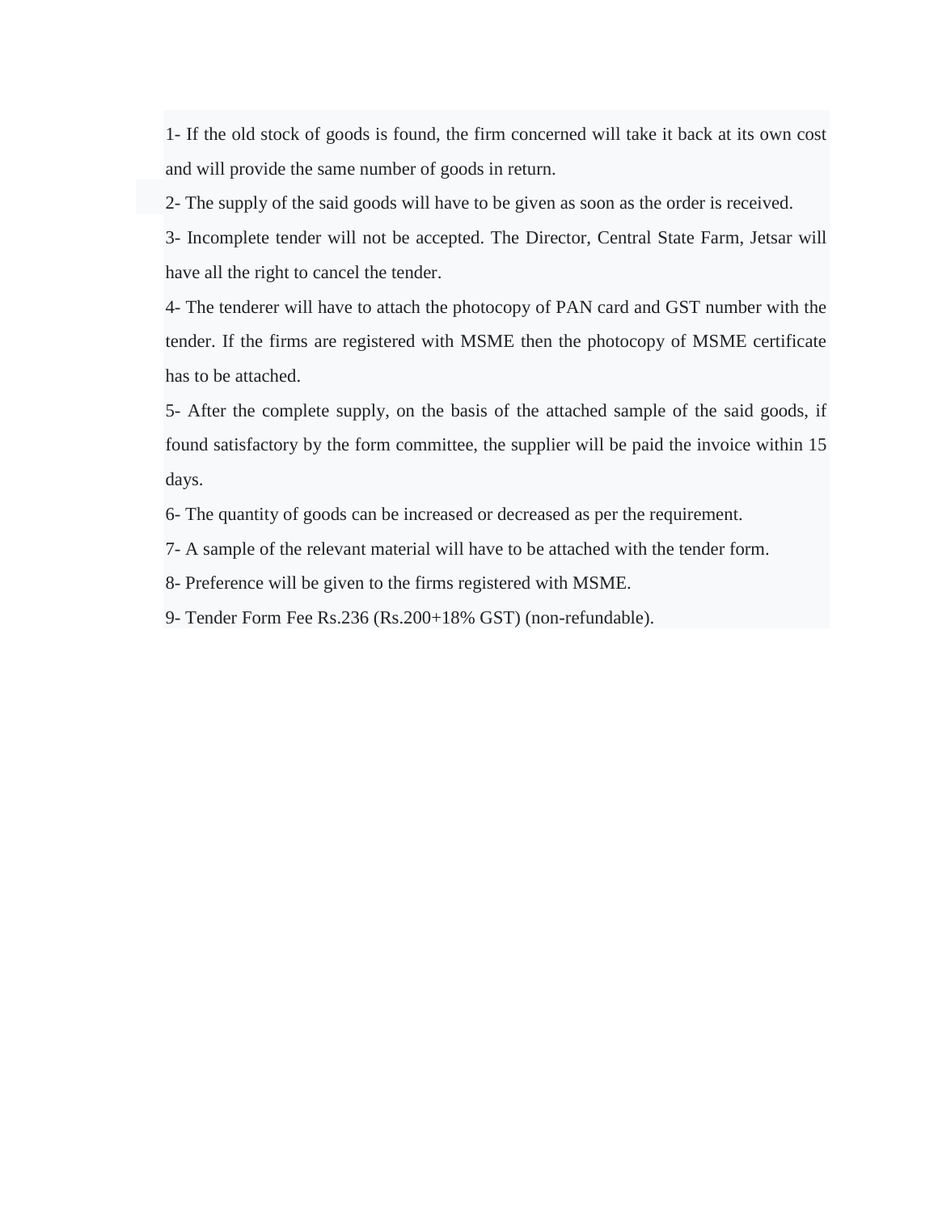1- If the old stock of goods is found, the firm concerned will take it back at its own cost and will provide the same number of goods in return.

2- The supply of the said goods will have to be given as soon as the order is received.

3- Incomplete tender will not be accepted. The Director, Central State Farm, Jetsar will have all the right to cancel the tender.

4- The tenderer will have to attach the photocopy of PAN card and GST number with the tender. If the firms are registered with MSME then the photocopy of MSME certificate has to be attached.

5- After the complete supply, on the basis of the attached sample of the said goods, if found satisfactory by the form committee, the supplier will be paid the invoice within 15 days.

6- The quantity of goods can be increased or decreased as per the requirement.

7- A sample of the relevant material will have to be attached with the tender form.

8- Preference will be given to the firms registered with MSME.

9- Tender Form Fee Rs.236 (Rs.200+18% GST) (non-refundable).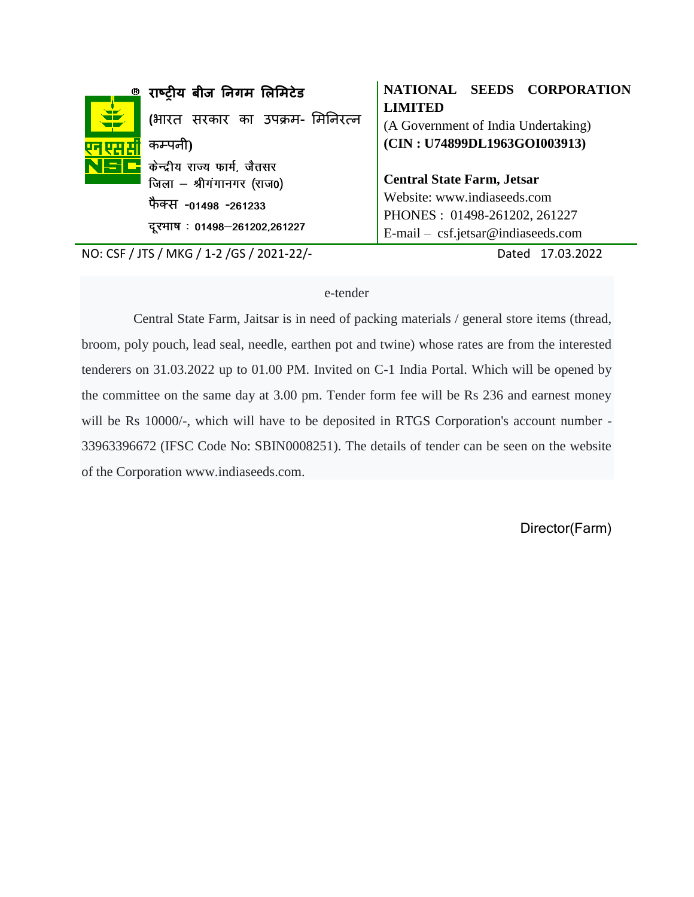**राष्ट्रीय बीज निगम लिमिटेड**
**(**भारत सरकार का उपक्रम- मिनिरत्न कम्पनी**)**
केन्द्रीय राज्य फार्म, जैतसर
जिला – श्रीगंगानगर (राज0)
फैक्स -01498 -261233
दूरभाष : 01498–261202,261227

**NATIONAL SEEDS CORPORATION LIMITED**
(A Government of India Undertaking)
**(CIN : U74899DL1963GOI003913)**

**Central State Farm, Jetsar**
Website: www.indiaseeds.com
PHONES : 01498-261202, 261227
E-mail – csf.jetsar@indiaseeds.com

NO: CSF / JTS / MKG / 1-2 /GS / 2021-22/- Dated 17.03.2022

e-tender

Central State Farm, Jaitsar is in need of packing materials / general store items (thread, broom, poly pouch, lead seal, needle, earthen pot and twine) whose rates are from the interested tenderers on 31.03.2022 up to 01.00 PM. Invited on C-1 India Portal. Which will be opened by the committee on the same day at 3.00 pm. Tender form fee will be Rs 236 and earnest money will be Rs 10000/-, which will have to be deposited in RTGS Corporation's account number - 33963396672 (IFSC Code No: SBIN0008251). The details of tender can be seen on the website of the Corporation www.indiaseeds.com.

Director(Farm)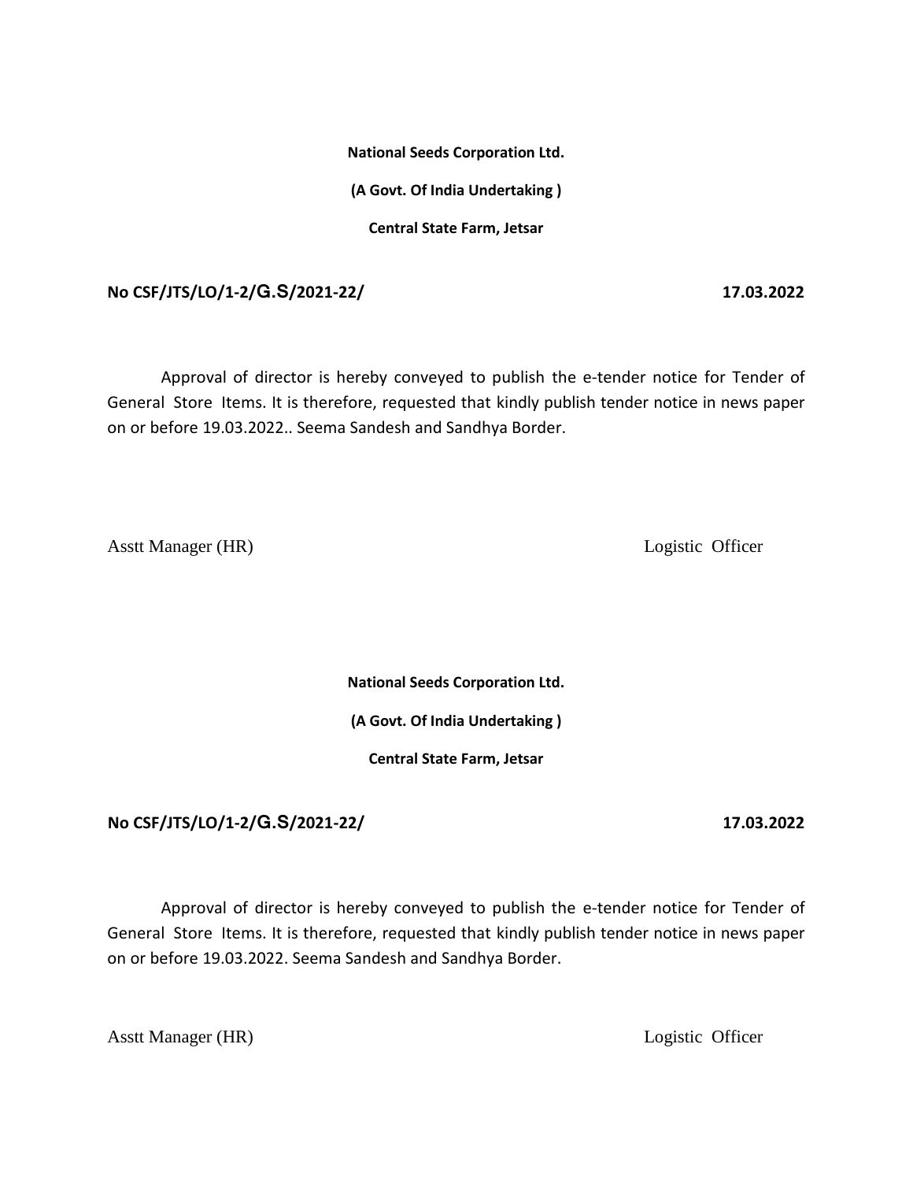**National Seeds Corporation Ltd.**

**(A Govt. Of India Undertaking )**

**Central State Farm, Jetsar**

**No CSF/JTS/LO/1-2/G.S/2021-22/** **17.03.2022**

Approval of director is hereby conveyed to publish the e-tender notice for Tender of General Store Items. It is therefore, requested that kindly publish tender notice in news paper on or before 19.03.2022.. Seema Sandesh and Sandhya Border.

Asstt Manager (HR) Logistic Officer

**National Seeds Corporation Ltd.**

**(A Govt. Of India Undertaking )**

**Central State Farm, Jetsar**

**No CSF/JTS/LO/1-2/G.S/2021-22/** **17.03.2022**

Approval of director is hereby conveyed to publish the e-tender notice for Tender of General Store Items. It is therefore, requested that kindly publish tender notice in news paper on or before 19.03.2022. Seema Sandesh and Sandhya Border.

Asstt Manager (HR) Logistic Officer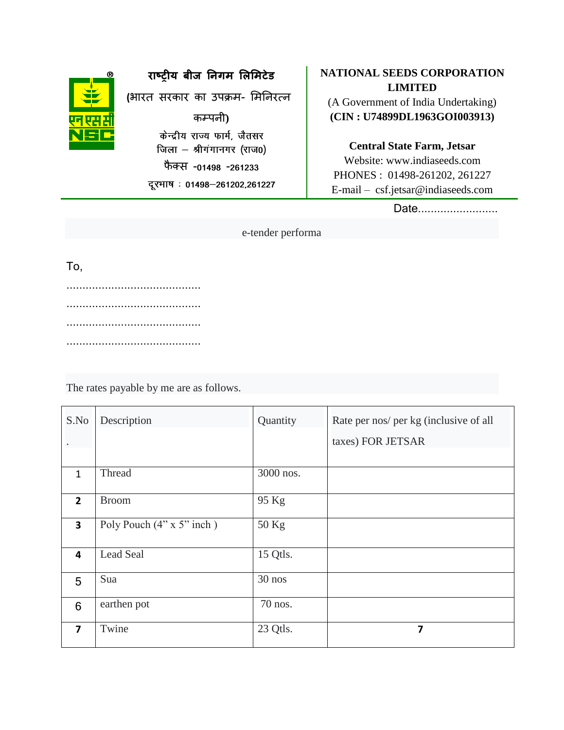राष्ट्रीय बीज निगम लिमिटेड

(भारत सरकार का उपक्रम- मिनिरत्न कम्पनी)

केन्द्रीय राज्य फार्म, जैतसर
जिला – श्रीगंगानगर (राज0)

फैक्स -01498 -261233

दूरभाष : 01498–261202,261227

**NATIONAL SEEDS CORPORATION LIMITED**

(A Government of India Undertaking)

**(CIN : U74899DL1963GOI003913)**

**Central State Farm, Jetsar**

Website: www.indiaseeds.com

PHONES : 01498-261202, 261227

E-mail – csf.jetsar@indiaseeds.com

Date.........................

e-tender performa

To,

..........................................

..........................................

..........................................

..........................................

The rates payable by me are as follows.

| S.No. | Description | Quantity | Rate per nos/ per kg (inclusive of all taxes) FOR JETSAR |
|---|---|---|---|
| 1 | Thread | 3000 nos. | |
| 2 | Broom | 95 Kg | |
| 3 | Poly Pouch (4" x 5" inch ) | 50 Kg | |
| 4 | Lead Seal | 15 Qtls. | |
| 5 | Sua | 30 nos | |
| 6 | earthen pot | 70 nos. | |
| 7 | Twine | 23 Qtls. | 7 |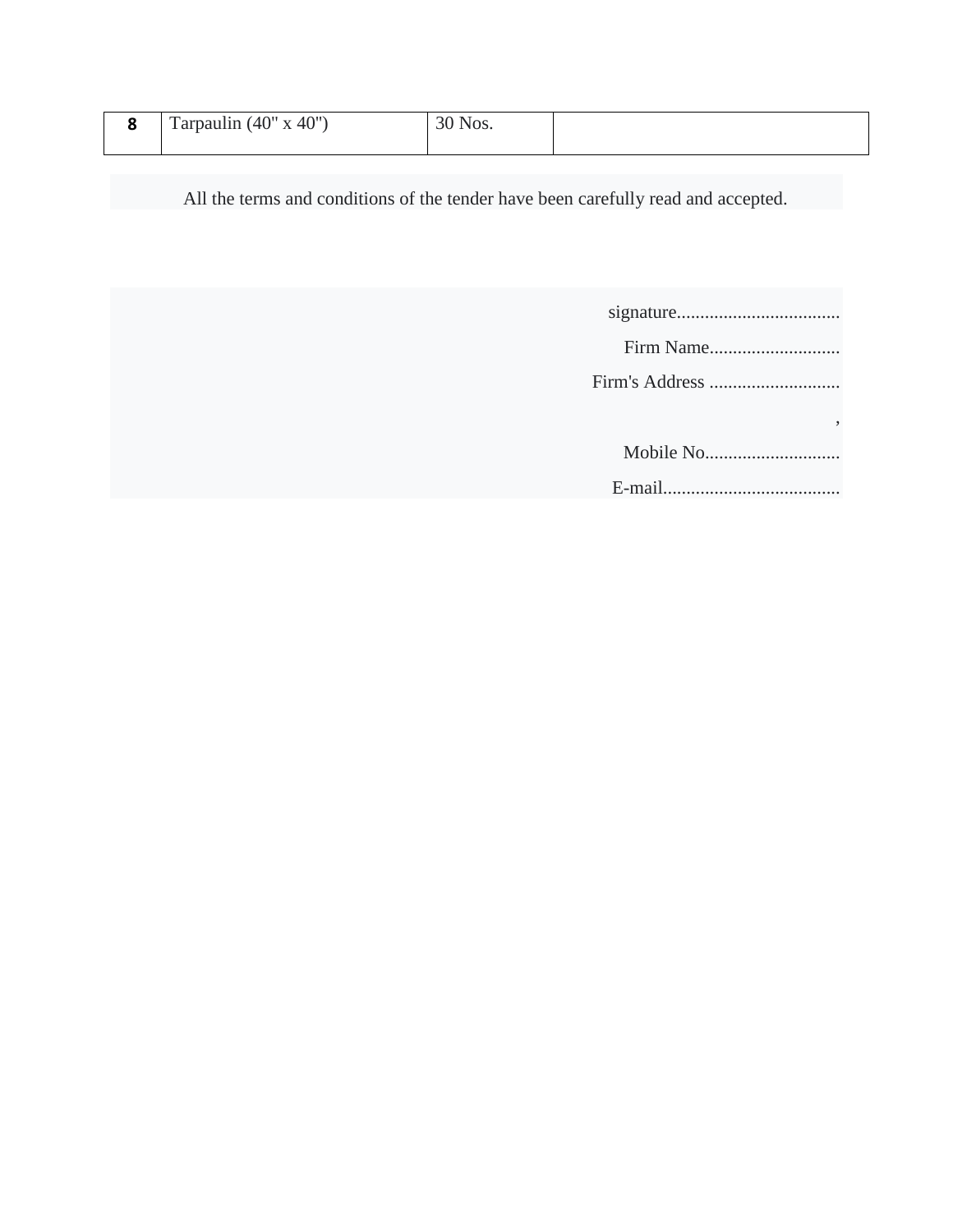| | | | |
|---|---|---|---|
| **8** | Tarpaulin (40" x 40") | 30 Nos. | |

All the terms and conditions of the tender have been carefully read and accepted.

signature...................................

Firm Name............................

Firm's Address ............................

,

Mobile No............................

E-mail.....................................